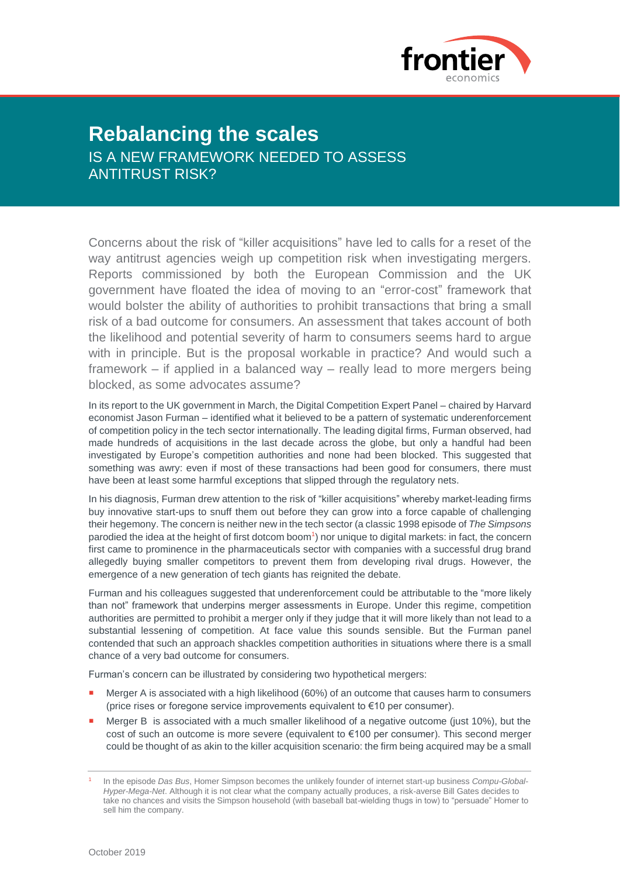# Rebalancing the scales

## IS A NEW FRAMEWORK NEEDED TO ASSESS ANTITRUST RISK?

Concerns about the risk of "killer acquisitions" have led to calls for a reset of the way antitrust agencies weigh up competition risk when investigating mergers. Reports commissioned by both the European Commission and the UK government have floated the idea of moving to an "error-cost" framework that would bolster the ability of authorities to prohibit transactions that bring a small risk of a bad outcome for consumers. An assessment that takes account of both the likelihood and potential severity of harm to consumers seems hard to argue with in principle. But is the proposal workable in practice? And would such a framework – if applied in a balanced way – really lead to more mergers being blocked, as some advocates assume?

In its report to the UK government in March, the Digital Competition Expert Panel – chaired by Harvard economist Jason Furman – identified what it believed to be a pattern of systematic underenforcement of competition policy in the tech sector internationally. The leading digital firms, Furman observed, had made hundreds of acquisitions in the last decade across the globe, but only a handful had been investigated by Europe's competition authorities and none had been blocked. This suggested that something was awry: even if most of these transactions had been good for consumers, there must have been at least some harmful exceptions that slipped through the regulatory nets.

In his diagnosis, Furman drew attention to the risk of "killer acquisitions" whereby market-leading firms buy innovative start-ups to snuff them out before they can grow into a force capable of challenging their hegemony. The concern is neither new in the tech sector (a classic 1998 episode of *The Simpsons* parodied the idea at the height of first dotcom boom[1]) nor unique to digital markets: in fact, the concern first came to prominence in the pharmaceuticals sector with companies with a successful drug brand allegedly buying smaller competitors to prevent them from developing rival drugs. However, the emergence of a new generation of tech giants has reignited the debate.

Furman and his colleagues suggested that underenforcement could be attributable to the "more likely than not" framework that underpins merger assessments in Europe. Under this regime, competition authorities are permitted to prohibit a merger only if they judge that it will more likely than not lead to a substantial lessening of competition. At face value this sounds sensible. But the Furman panel contended that such an approach shackles competition authorities in situations where there is a small chance of a very bad outcome for consumers.

Furman's concern can be illustrated by considering two hypothetical mergers:

- Merger A is associated with a high likelihood (60%) of an outcome that causes harm to consumers (price rises or foregone service improvements equivalent to €10 per consumer).
- Merger B is associated with a much smaller likelihood of a negative outcome (just 10%), but the cost of such an outcome is more severe (equivalent to €100 per consumer). This second merger could be thought of as akin to the killer acquisition scenario: the firm being acquired may be a small

[1] In the episode *Das Bus*, Homer Simpson becomes the unlikely founder of internet start-up business *Compu-Global-Hyper-Mega-Net*. Although it is not clear what the company actually produces, a risk-averse Bill Gates decides to take no chances and visits the Simpson household (with baseball bat-wielding thugs in tow) to "persuade" Homer to sell him the company.

October 2019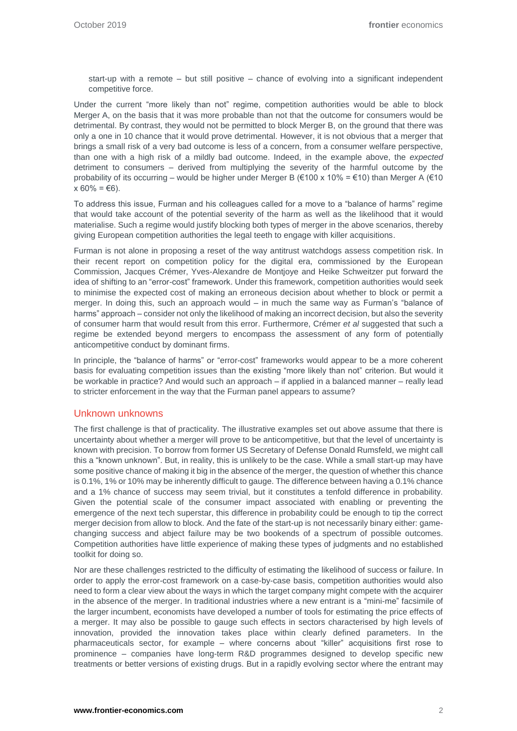start-up with a remote – but still positive – chance of evolving into a significant independent competitive force.

Under the current "more likely than not" regime, competition authorities would be able to block Merger A, on the basis that it was more probable than not that the outcome for consumers would be detrimental. By contrast, they would not be permitted to block Merger B, on the ground that there was only a one in 10 chance that it would prove detrimental. However, it is not obvious that a merger that brings a small risk of a very bad outcome is less of a concern, from a consumer welfare perspective, than one with a high risk of a mildly bad outcome. Indeed, in the example above, the *expected* detriment to consumers – derived from multiplying the severity of the harmful outcome by the probability of its occurring – would be higher under Merger B (€100 x 10% = €10) than Merger A (€10 x 60% = €6).

To address this issue, Furman and his colleagues called for a move to a "balance of harms" regime that would take account of the potential severity of the harm as well as the likelihood that it would materialise. Such a regime would justify blocking both types of merger in the above scenarios, thereby giving European competition authorities the legal teeth to engage with killer acquisitions.

Furman is not alone in proposing a reset of the way antitrust watchdogs assess competition risk. In their recent report on competition policy for the digital era, commissioned by the European Commission, Jacques Crémer, Yves-Alexandre de Montjoye and Heike Schweitzer put forward the idea of shifting to an "error-cost" framework. Under this framework, competition authorities would seek to minimise the expected cost of making an erroneous decision about whether to block or permit a merger. In doing this, such an approach would – in much the same way as Furman's "balance of harms" approach – consider not only the likelihood of making an incorrect decision, but also the severity of consumer harm that would result from this error. Furthermore, Crémer *et al* suggested that such a regime be extended beyond mergers to encompass the assessment of any form of potentially anticompetitive conduct by dominant firms.

In principle, the "balance of harms" or "error-cost" frameworks would appear to be a more coherent basis for evaluating competition issues than the existing "more likely than not" criterion. But would it be workable in practice? And would such an approach – if applied in a balanced manner – really lead to stricter enforcement in the way that the Furman panel appears to assume?

## Unknown unknowns

The first challenge is that of practicality. The illustrative examples set out above assume that there is uncertainty about whether a merger will prove to be anticompetitive, but that the level of uncertainty is known with precision. To borrow from former US Secretary of Defense Donald Rumsfeld, we might call this a "known unknown". But, in reality, this is unlikely to be the case. While a small start-up may have some positive chance of making it big in the absence of the merger, the question of whether this chance is 0.1%, 1% or 10% may be inherently difficult to gauge. The difference between having a 0.1% chance and a 1% chance of success may seem trivial, but it constitutes a tenfold difference in probability. Given the potential scale of the consumer impact associated with enabling or preventing the emergence of the next tech superstar, this difference in probability could be enough to tip the correct merger decision from allow to block. And the fate of the start-up is not necessarily binary either: game-changing success and abject failure may be two bookends of a spectrum of possible outcomes. Competition authorities have little experience of making these types of judgments and no established toolkit for doing so.

Nor are these challenges restricted to the difficulty of estimating the likelihood of success or failure. In order to apply the error-cost framework on a case-by-case basis, competition authorities would also need to form a clear view about the ways in which the target company might compete with the acquirer in the absence of the merger. In traditional industries where a new entrant is a "mini-me" facsimile of the larger incumbent, economists have developed a number of tools for estimating the price effects of a merger. It may also be possible to gauge such effects in sectors characterised by high levels of innovation, provided the innovation takes place within clearly defined parameters. In the pharmaceuticals sector, for example – where concerns about "killer" acquisitions first rose to prominence – companies have long-term R&D programmes designed to develop specific new treatments or better versions of existing drugs. But in a rapidly evolving sector where the entrant may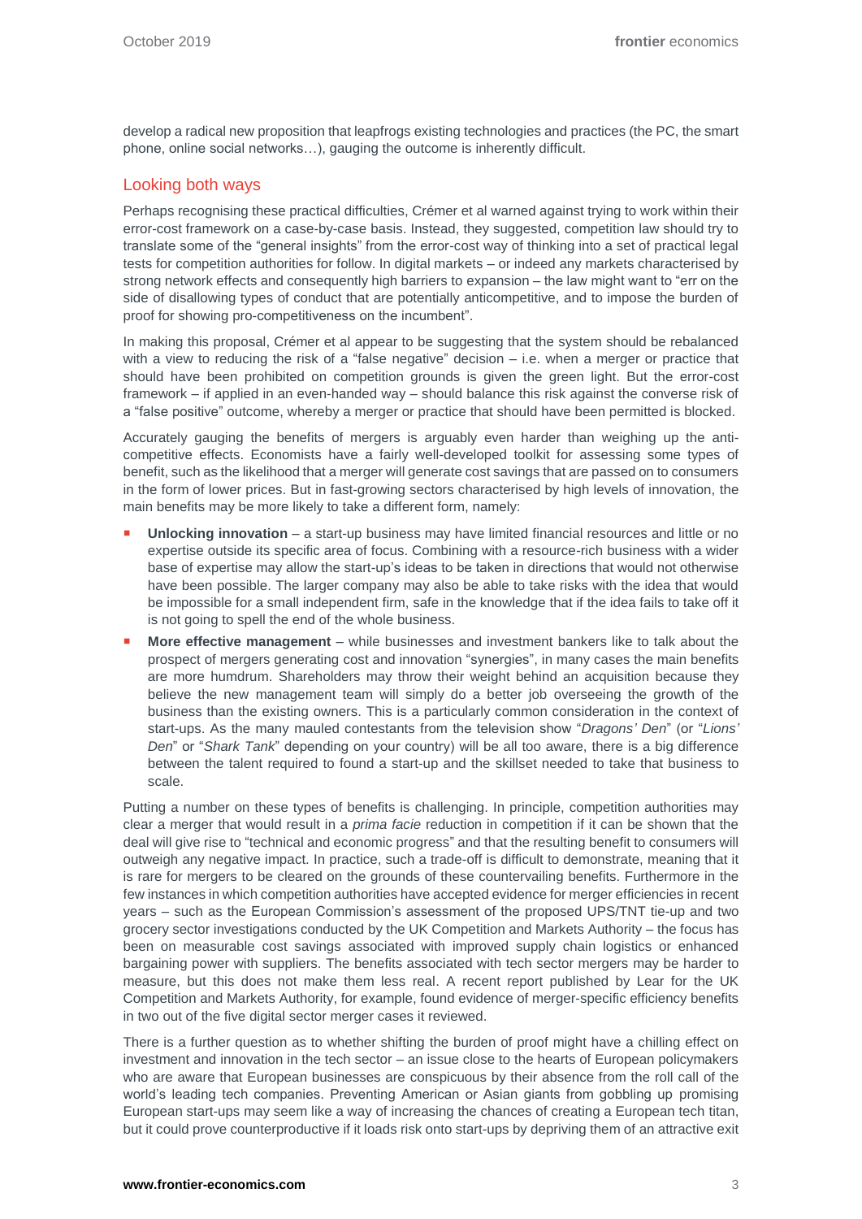develop a radical new proposition that leapfrogs existing technologies and practices (the PC, the smart phone, online social networks…), gauging the outcome is inherently difficult.

## Looking both ways

Perhaps recognising these practical difficulties, Crémer et al warned against trying to work within their error-cost framework on a case-by-case basis. Instead, they suggested, competition law should try to translate some of the "general insights" from the error-cost way of thinking into a set of practical legal tests for competition authorities for follow. In digital markets – or indeed any markets characterised by strong network effects and consequently high barriers to expansion – the law might want to "err on the side of disallowing types of conduct that are potentially anticompetitive, and to impose the burden of proof for showing pro-competitiveness on the incumbent".

In making this proposal, Crémer et al appear to be suggesting that the system should be rebalanced with a view to reducing the risk of a "false negative" decision – i.e. when a merger or practice that should have been prohibited on competition grounds is given the green light. But the error-cost framework – if applied in an even-handed way – should balance this risk against the converse risk of a "false positive" outcome, whereby a merger or practice that should have been permitted is blocked.

Accurately gauging the benefits of mergers is arguably even harder than weighing up the anti-competitive effects. Economists have a fairly well-developed toolkit for assessing some types of benefit, such as the likelihood that a merger will generate cost savings that are passed on to consumers in the form of lower prices. But in fast-growing sectors characterised by high levels of innovation, the main benefits may be more likely to take a different form, namely:

- **Unlocking innovation** – a start-up business may have limited financial resources and little or no expertise outside its specific area of focus. Combining with a resource-rich business with a wider base of expertise may allow the start-up's ideas to be taken in directions that would not otherwise have been possible. The larger company may also be able to take risks with the idea that would be impossible for a small independent firm, safe in the knowledge that if the idea fails to take off it is not going to spell the end of the whole business.
- **More effective management** – while businesses and investment bankers like to talk about the prospect of mergers generating cost and innovation "synergies", in many cases the main benefits are more humdrum. Shareholders may throw their weight behind an acquisition because they believe the new management team will simply do a better job overseeing the growth of the business than the existing owners. This is a particularly common consideration in the context of start-ups. As the many mauled contestants from the television show "*Dragons' Den*" (or "*Lions' Den*" or "*Shark Tank*" depending on your country) will be all too aware, there is a big difference between the talent required to found a start-up and the skillset needed to take that business to scale.

Putting a number on these types of benefits is challenging. In principle, competition authorities may clear a merger that would result in a *prima facie* reduction in competition if it can be shown that the deal will give rise to "technical and economic progress" and that the resulting benefit to consumers will outweigh any negative impact. In practice, such a trade-off is difficult to demonstrate, meaning that it is rare for mergers to be cleared on the grounds of these countervailing benefits. Furthermore in the few instances in which competition authorities have accepted evidence for merger efficiencies in recent years – such as the European Commission's assessment of the proposed UPS/TNT tie-up and two grocery sector investigations conducted by the UK Competition and Markets Authority – the focus has been on measurable cost savings associated with improved supply chain logistics or enhanced bargaining power with suppliers. The benefits associated with tech sector mergers may be harder to measure, but this does not make them less real. A recent report published by Lear for the UK Competition and Markets Authority, for example, found evidence of merger-specific efficiency benefits in two out of the five digital sector merger cases it reviewed.

There is a further question as to whether shifting the burden of proof might have a chilling effect on investment and innovation in the tech sector – an issue close to the hearts of European policymakers who are aware that European businesses are conspicuous by their absence from the roll call of the world's leading tech companies. Preventing American or Asian giants from gobbling up promising European start-ups may seem like a way of increasing the chances of creating a European tech titan, but it could prove counterproductive if it loads risk onto start-ups by depriving them of an attractive exit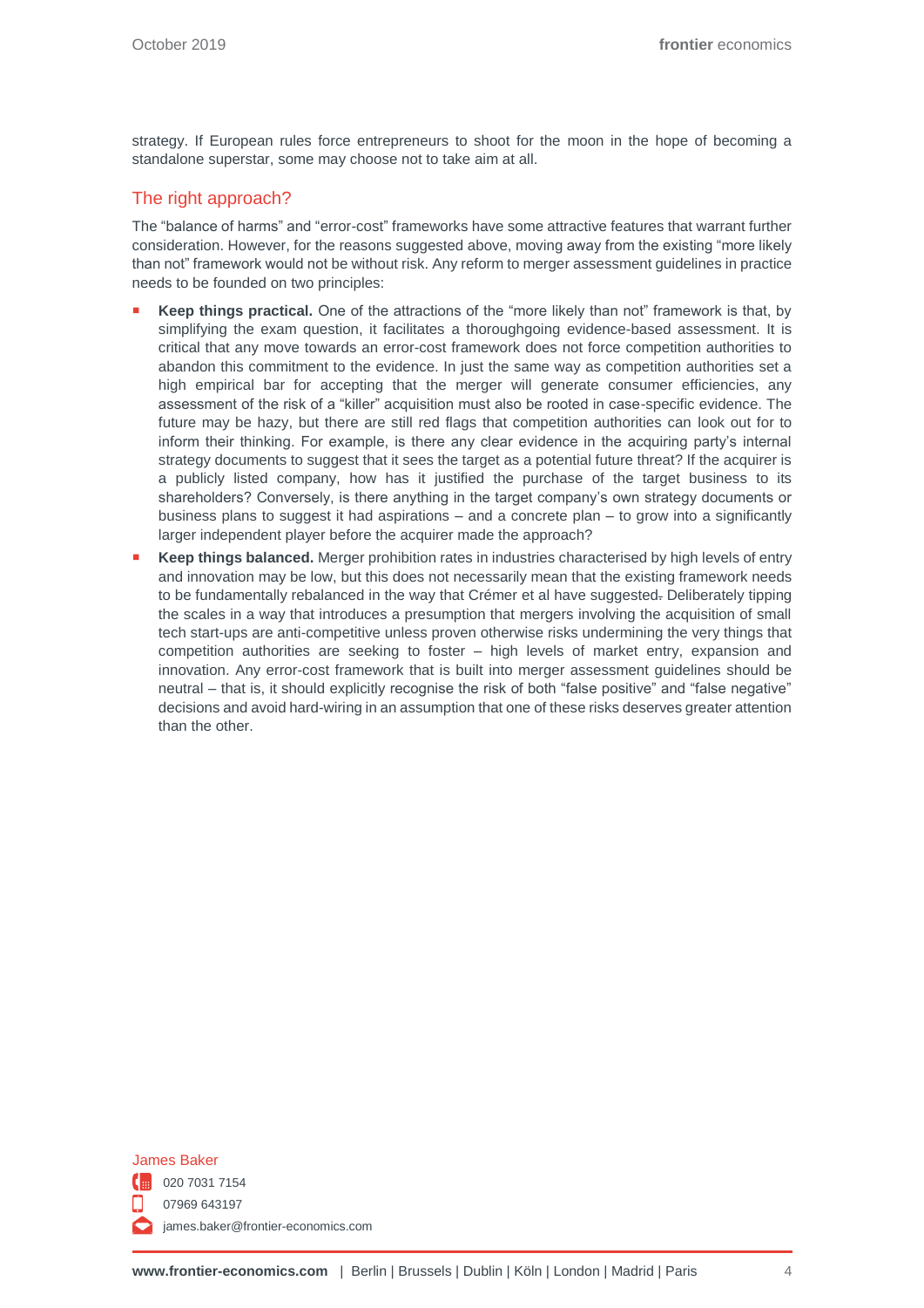strategy. If European rules force entrepreneurs to shoot for the moon in the hope of becoming a standalone superstar, some may choose not to take aim at all.

## The right approach?

The "balance of harms" and "error-cost" frameworks have some attractive features that warrant further consideration. However, for the reasons suggested above, moving away from the existing "more likely than not" framework would not be without risk. Any reform to merger assessment guidelines in practice needs to be founded on two principles:

- **Keep things practical.** One of the attractions of the "more likely than not" framework is that, by simplifying the exam question, it facilitates a thoroughgoing evidence-based assessment. It is critical that any move towards an error-cost framework does not force competition authorities to abandon this commitment to the evidence. In just the same way as competition authorities set a high empirical bar for accepting that the merger will generate consumer efficiencies, any assessment of the risk of a "killer" acquisition must also be rooted in case-specific evidence. The future may be hazy, but there are still red flags that competition authorities can look out for to inform their thinking. For example, is there any clear evidence in the acquiring party's internal strategy documents to suggest that it sees the target as a potential future threat? If the acquirer is a publicly listed company, how has it justified the purchase of the target business to its shareholders? Conversely, is there anything in the target company's own strategy documents or business plans to suggest it had aspirations – and a concrete plan – to grow into a significantly larger independent player before the acquirer made the approach?
- **Keep things balanced.** Merger prohibition rates in industries characterised by high levels of entry and innovation may be low, but this does not necessarily mean that the existing framework needs to be fundamentally rebalanced in the way that Crémer et al have suggested. Deliberately tipping the scales in a way that introduces a presumption that mergers involving the acquisition of small tech start-ups are anti-competitive unless proven otherwise risks undermining the very things that competition authorities are seeking to foster – high levels of market entry, expansion and innovation. Any error-cost framework that is built into merger assessment guidelines should be neutral – that is, it should explicitly recognise the risk of both "false positive" and "false negative" decisions and avoid hard-wiring in an assumption that one of these risks deserves greater attention than the other.

James Baker

020 7031 7154

07969 643197

james.baker@frontier-economics.com